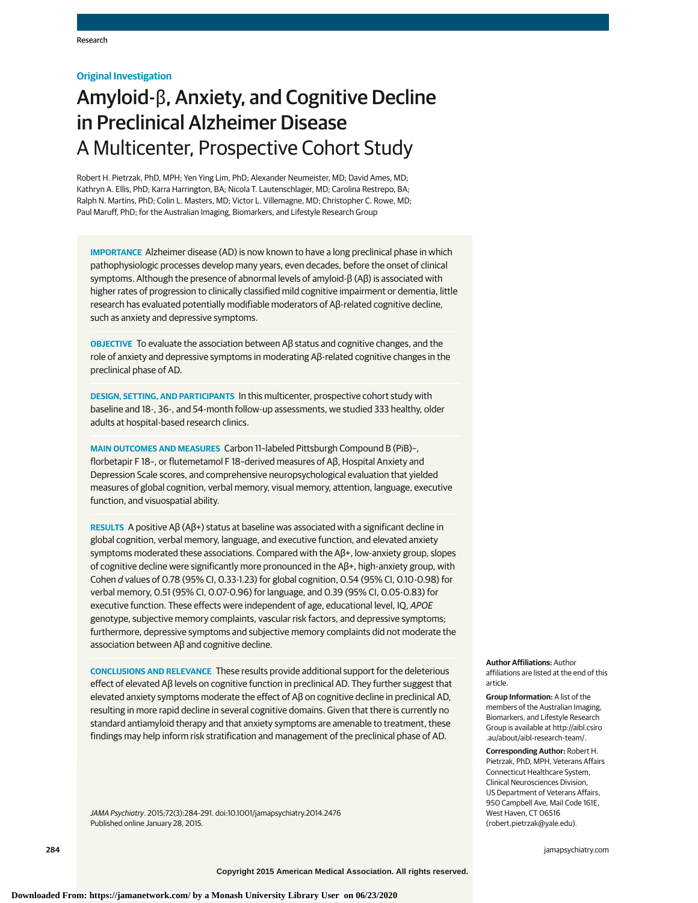Research

**Original Investigation**

# Amyloid-β, Anxiety, and Cognitive Decline in Preclinical Alzheimer Disease
## A Multicenter, Prospective Cohort Study

Robert H. Pietrzak, PhD, MPH; Yen Ying Lim, PhD; Alexander Neumeister, MD; David Ames, MD; Kathryn A. Ellis, PhD; Karra Harrington, BA; Nicola T. Lautenschlager, MD; Carolina Restrepo, BA; Ralph N. Martins, PhD; Colin L. Masters, MD; Victor L. Villemagne, MD; Christopher C. Rowe, MD; Paul Maruff, PhD; for the Australian Imaging, Biomarkers, and Lifestyle Research Group

**IMPORTANCE** Alzheimer disease (AD) is now known to have a long preclinical phase in which pathophysiologic processes develop many years, even decades, before the onset of clinical symptoms. Although the presence of abnormal levels of amyloid-β (Aβ) is associated with higher rates of progression to clinically classified mild cognitive impairment or dementia, little research has evaluated potentially modifiable moderators of Aβ-related cognitive decline, such as anxiety and depressive symptoms.

**OBJECTIVE** To evaluate the association between Aβ status and cognitive changes, and the role of anxiety and depressive symptoms in moderating Aβ-related cognitive changes in the preclinical phase of AD.

**DESIGN, SETTING, AND PARTICIPANTS** In this multicenter, prospective cohort study with baseline and 18-, 36-, and 54-month follow-up assessments, we studied 333 healthy, older adults at hospital-based research clinics.

**MAIN OUTCOMES AND MEASURES** Carbon 11–labeled Pittsburgh Compound B (PiB)–, florbetapir F 18–, or flutemetamol F 18–derived measures of Aβ, Hospital Anxiety and Depression Scale scores, and comprehensive neuropsychological evaluation that yielded measures of global cognition, verbal memory, visual memory, attention, language, executive function, and visuospatial ability.

**RESULTS** A positive Aβ (Aβ+) status at baseline was associated with a significant decline in global cognition, verbal memory, language, and executive function, and elevated anxiety symptoms moderated these associations. Compared with the Aβ+, low-anxiety group, slopes of cognitive decline were significantly more pronounced in the Aβ+, high-anxiety group, with Cohen *d* values of 0.78 (95% CI, 0.33-1.23) for global cognition, 0.54 (95% CI, 0.10-0.98) for verbal memory, 0.51 (95% CI, 0.07-0.96) for language, and 0.39 (95% CI, 0.05-0.83) for executive function. These effects were independent of age, educational level, IQ, *APOE* genotype, subjective memory complaints, vascular risk factors, and depressive symptoms; furthermore, depressive symptoms and subjective memory complaints did not moderate the association between Aβ and cognitive decline.

**CONCLUSIONS AND RELEVANCE** These results provide additional support for the deleterious effect of elevated Aβ levels on cognitive function in preclinical AD. They further suggest that elevated anxiety symptoms moderate the effect of Aβ on cognitive decline in preclinical AD, resulting in more rapid decline in several cognitive domains. Given that there is currently no standard antiamyloid therapy and that anxiety symptoms are amenable to treatment, these findings may help inform risk stratification and management of the preclinical phase of AD.

*JAMA Psychiatry*. 2015;72(3):284-291. doi:10.1001/jamapsychiatry.2014.2476
Published online January 28, 2015.

**Author Affiliations:** Author affiliations are listed at the end of this article.

**Group Information:** A list of the members of the Australian Imaging, Biomarkers, and Lifestyle Research Group is available at http://aibl.csiro.au/about/aibl-research-team/.

**Corresponding Author:** Robert H. Pietrzak, PhD, MPH, Veterans Affairs Connecticut Healthcare System, Clinical Neurosciences Division, US Department of Veterans Affairs, 950 Campbell Ave, Mail Code 161E, West Haven, CT 06516 (robert.pietrzak@yale.edu).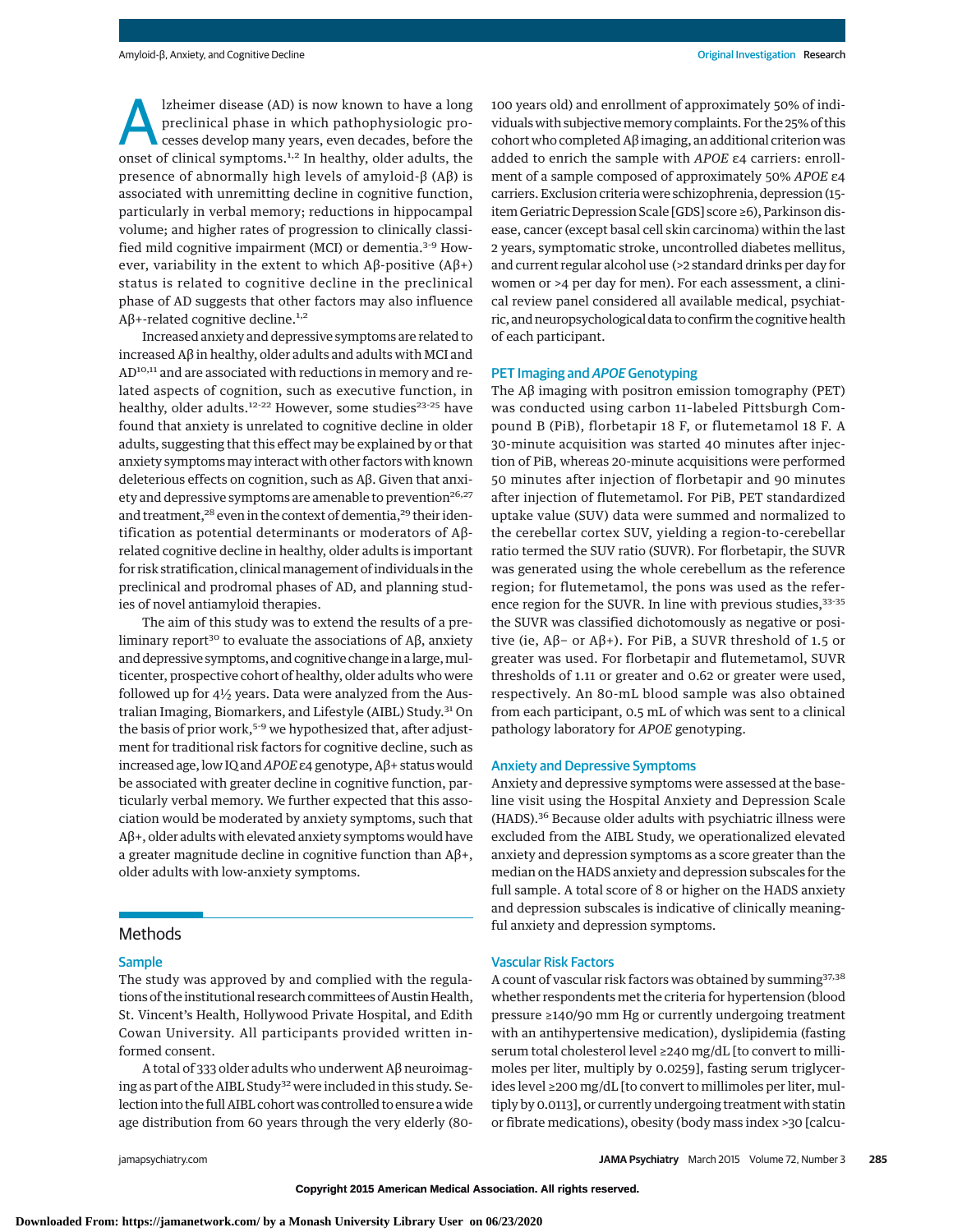Alzheimer disease (AD) is now known to have a long preclinical phase in which pathophysiologic processes develop many years, even decades, before the onset of clinical symptoms.[1,2] In healthy, older adults, the presence of abnormally high levels of amyloid-β (Aβ) is associated with unremitting decline in cognitive function, particularly in verbal memory; reductions in hippocampal volume; and higher rates of progression to clinically classified mild cognitive impairment (MCI) or dementia.[3-9] However, variability in the extent to which Aβ-positive (Aβ+) status is related to cognitive decline in the preclinical phase of AD suggests that other factors may also influence Aβ+-related cognitive decline.[1,2]

Increased anxiety and depressive symptoms are related to increased Aβ in healthy, older adults and adults with MCI and AD[10,11] and are associated with reductions in memory and related aspects of cognition, such as executive function, in healthy, older adults.[12-22] However, some studies[23-25] have found that anxiety is unrelated to cognitive decline in older adults, suggesting that this effect may be explained by or that anxiety symptoms may interact with other factors with known deleterious effects on cognition, such as Aβ. Given that anxiety and depressive symptoms are amenable to prevention[26,27] and treatment,[28] even in the context of dementia,[29] their identification as potential determinants or moderators of Aβ-related cognitive decline in healthy, older adults is important for risk stratification, clinical management of individuals in the preclinical and prodromal phases of AD, and planning studies of novel antiamyloid therapies.

The aim of this study was to extend the results of a preliminary report[30] to evaluate the associations of Aβ, anxiety and depressive symptoms, and cognitive change in a large, multicenter, prospective cohort of healthy, older adults who were followed up for 4½ years. Data were analyzed from the Australian Imaging, Biomarkers, and Lifestyle (AIBL) Study.[31] On the basis of prior work,[5-9] we hypothesized that, after adjustment for traditional risk factors for cognitive decline, such as increased age, low IQ and *APOE* ε4 genotype, Aβ+ status would be associated with greater decline in cognitive function, particularly verbal memory. We further expected that this association would be moderated by anxiety symptoms, such that Aβ+, older adults with elevated anxiety symptoms would have a greater magnitude decline in cognitive function than Aβ+, older adults with low-anxiety symptoms.

## Methods

### Sample

The study was approved by and complied with the regulations of the institutional research committees of Austin Health, St. Vincent's Health, Hollywood Private Hospital, and Edith Cowan University. All participants provided written informed consent.

A total of 333 older adults who underwent Aβ neuroimaging as part of the AIBL Study[32] were included in this study. Selection into the full AIBL cohort was controlled to ensure a wide age distribution from 60 years through the very elderly (80-100 years old) and enrollment of approximately 50% of individuals with subjective memory complaints. For the 25% of this cohort who completed Aβ imaging, an additional criterion was added to enrich the sample with *APOE* ε4 carriers: enrollment of a sample composed of approximately 50% *APOE* ε4 carriers. Exclusion criteria were schizophrenia, depression (15-item Geriatric Depression Scale [GDS] score ≥6), Parkinson disease, cancer (except basal cell skin carcinoma) within the last 2 years, symptomatic stroke, uncontrolled diabetes mellitus, and current regular alcohol use (>2 standard drinks per day for women or >4 per day for men). For each assessment, a clinical review panel considered all available medical, psychiatric, and neuropsychological data to confirm the cognitive health of each participant.

### PET Imaging and *APOE* Genotyping

The Aβ imaging with positron emission tomography (PET) was conducted using carbon 11-labeled Pittsburgh Compound B (PiB), florbetapir 18 F, or flutemetamol 18 F. A 30-minute acquisition was started 40 minutes after injection of PiB, whereas 20-minute acquisitions were performed 50 minutes after injection of florbetapir and 90 minutes after injection of flutemetamol. For PiB, PET standardized uptake value (SUV) data were summed and normalized to the cerebellar cortex SUV, yielding a region-to-cerebellar ratio termed the SUV ratio (SUVR). For florbetapir, the SUVR was generated using the whole cerebellum as the reference region; for flutemetamol, the pons was used as the reference region for the SUVR. In line with previous studies,[33-35] the SUVR was classified dichotomously as negative or positive (ie, Aβ− or Aβ+). For PiB, a SUVR threshold of 1.5 or greater was used. For florbetapir and flutemetamol, SUVR thresholds of 1.11 or greater and 0.62 or greater were used, respectively. An 80-mL blood sample was also obtained from each participant, 0.5 mL of which was sent to a clinical pathology laboratory for *APOE* genotyping.

### Anxiety and Depressive Symptoms

Anxiety and depressive symptoms were assessed at the baseline visit using the Hospital Anxiety and Depression Scale (HADS).[36] Because older adults with psychiatric illness were excluded from the AIBL Study, we operationalized elevated anxiety and depression symptoms as a score greater than the median on the HADS anxiety and depression subscales for the full sample. A total score of 8 or higher on the HADS anxiety and depression subscales is indicative of clinically meaningful anxiety and depression symptoms.

### Vascular Risk Factors

A count of vascular risk factors was obtained by summing[37,38] whether respondents met the criteria for hypertension (blood pressure ≥140/90 mm Hg or currently undergoing treatment with an antihypertensive medication), dyslipidemia (fasting serum total cholesterol level ≥240 mg/dL [to convert to millimoles per liter, multiply by 0.0259], fasting serum triglycerides level ≥200 mg/dL [to convert to millimoles per liter, multiply by 0.0113], or currently undergoing treatment with statin or fibrate medications), obesity (body mass index >30 [calcu-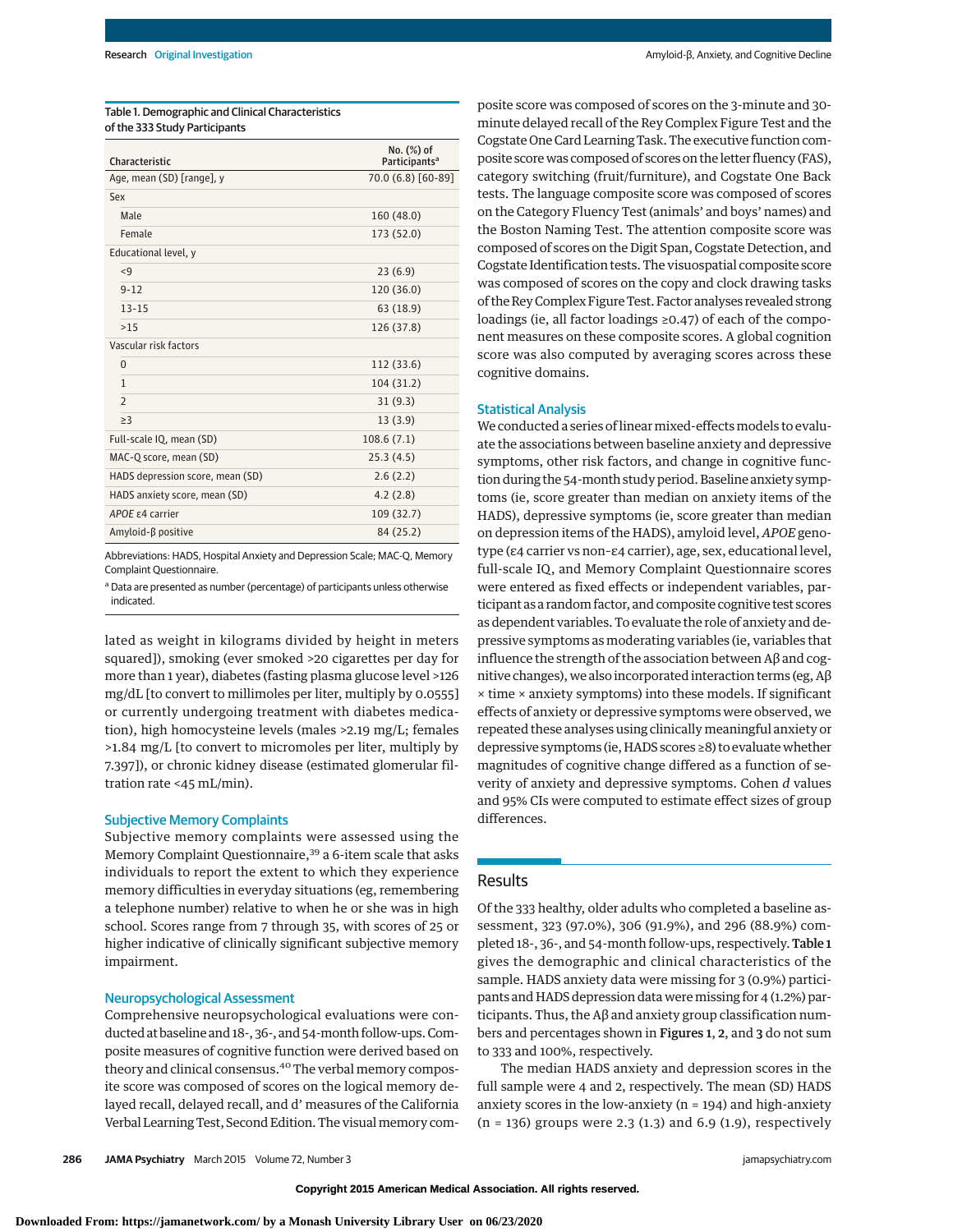Table 1. Demographic and Clinical Characteristics of the 333 Study Participants

| Characteristic | No. (%) of Participants[a] |
|---|---|
| Age, mean (SD) [range], y | 70.0 (6.8) [60-89] |
| Sex | |
| Male | 160 (48.0) |
| Female | 173 (52.0) |
| Educational level, y | |
| <9 | 23 (6.9) |
| 9-12 | 120 (36.0) |
| 13-15 | 63 (18.9) |
| >15 | 126 (37.8) |
| Vascular risk factors | |
| 0 | 112 (33.6) |
| 1 | 104 (31.2) |
| 2 | 31 (9.3) |
| ≥3 | 13 (3.9) |
| Full-scale IQ, mean (SD) | 108.6 (7.1) |
| MAC-Q score, mean (SD) | 25.3 (4.5) |
| HADS depression score, mean (SD) | 2.6 (2.2) |
| HADS anxiety score, mean (SD) | 4.2 (2.8) |
| *APOE* ε4 carrier | 109 (32.7) |
| Amyloid-β positive | 84 (25.2) |

Abbreviations: HADS, Hospital Anxiety and Depression Scale; MAC-Q, Memory Complaint Questionnaire.

[a] Data are presented as number (percentage) of participants unless otherwise indicated.

lated as weight in kilograms divided by height in meters squared]), smoking (ever smoked >20 cigarettes per day for more than 1 year), diabetes (fasting plasma glucose level >126 mg/dL [to convert to millimoles per liter, multiply by 0.0555] or currently undergoing treatment with diabetes medication), high homocysteine levels (males >2.19 mg/L; females >1.84 mg/L [to convert to micromoles per liter, multiply by 7.397]), or chronic kidney disease (estimated glomerular filtration rate <45 mL/min).

## Subjective Memory Complaints

Subjective memory complaints were assessed using the Memory Complaint Questionnaire,[39] a 6-item scale that asks individuals to report the extent to which they experience memory difficulties in everyday situations (eg, remembering a telephone number) relative to when he or she was in high school. Scores range from 7 through 35, with scores of 25 or higher indicative of clinically significant subjective memory impairment.

## Neuropsychological Assessment

Comprehensive neuropsychological evaluations were conducted at baseline and 18-, 36-, and 54-month follow-ups. Composite measures of cognitive function were derived based on theory and clinical consensus.[40] The verbal memory composite score was composed of scores on the logical memory delayed recall, delayed recall, and d' measures of the California Verbal Learning Test, Second Edition. The visual memory composite score was composed of scores on the 3-minute and 30-minute delayed recall of the Rey Complex Figure Test and the Cogstate One Card Learning Task. The executive function composite score was composed of scores on the letter fluency (FAS), category switching (fruit/furniture), and Cogstate One Back tests. The language composite score was composed of scores on the Category Fluency Test (animals' and boys' names) and the Boston Naming Test. The attention composite score was composed of scores on the Digit Span, Cogstate Detection, and Cogstate Identification tests. The visuospatial composite score was composed of scores on the copy and clock drawing tasks of the Rey Complex Figure Test. Factor analyses revealed strong loadings (ie, all factor loadings ≥0.47) of each of the component measures on these composite scores. A global cognition score was also computed by averaging scores across these cognitive domains.

## Statistical Analysis

We conducted a series of linear mixed-effects models to evaluate the associations between baseline anxiety and depressive symptoms, other risk factors, and change in cognitive function during the 54-month study period. Baseline anxiety symptoms (ie, score greater than median on anxiety items of the HADS), depressive symptoms (ie, score greater than median on depression items of the HADS), amyloid level, *APOE* genotype (ε4 carrier vs non-ε4 carrier), age, sex, educational level, full-scale IQ, and Memory Complaint Questionnaire scores were entered as fixed effects or independent variables, participant as a random factor, and composite cognitive test scores as dependent variables. To evaluate the role of anxiety and depressive symptoms as moderating variables (ie, variables that influence the strength of the association between Aβ and cognitive changes), we also incorporated interaction terms (eg, Aβ × time × anxiety symptoms) into these models. If significant effects of anxiety or depressive symptoms were observed, we repeated these analyses using clinically meaningful anxiety or depressive symptoms (ie, HADS scores ≥8) to evaluate whether magnitudes of cognitive change differed as a function of severity of anxiety and depressive symptoms. Cohen *d* values and 95% CIs were computed to estimate effect sizes of group differences.

# Results

Of the 333 healthy, older adults who completed a baseline assessment, 323 (97.0%), 306 (91.9%), and 296 (88.9%) completed 18-, 36-, and 54-month follow-ups, respectively. **Table 1** gives the demographic and clinical characteristics of the sample. HADS anxiety data were missing for 3 (0.9%) participants and HADS depression data were missing for 4 (1.2%) participants. Thus, the Aβ and anxiety group classification numbers and percentages shown in **Figures 1**, **2**, and **3** do not sum to 333 and 100%, respectively.

The median HADS anxiety and depression scores in the full sample were 4 and 2, respectively. The mean (SD) HADS anxiety scores in the low-anxiety (n = 194) and high-anxiety (n = 136) groups were 2.3 (1.3) and 6.9 (1.9), respectively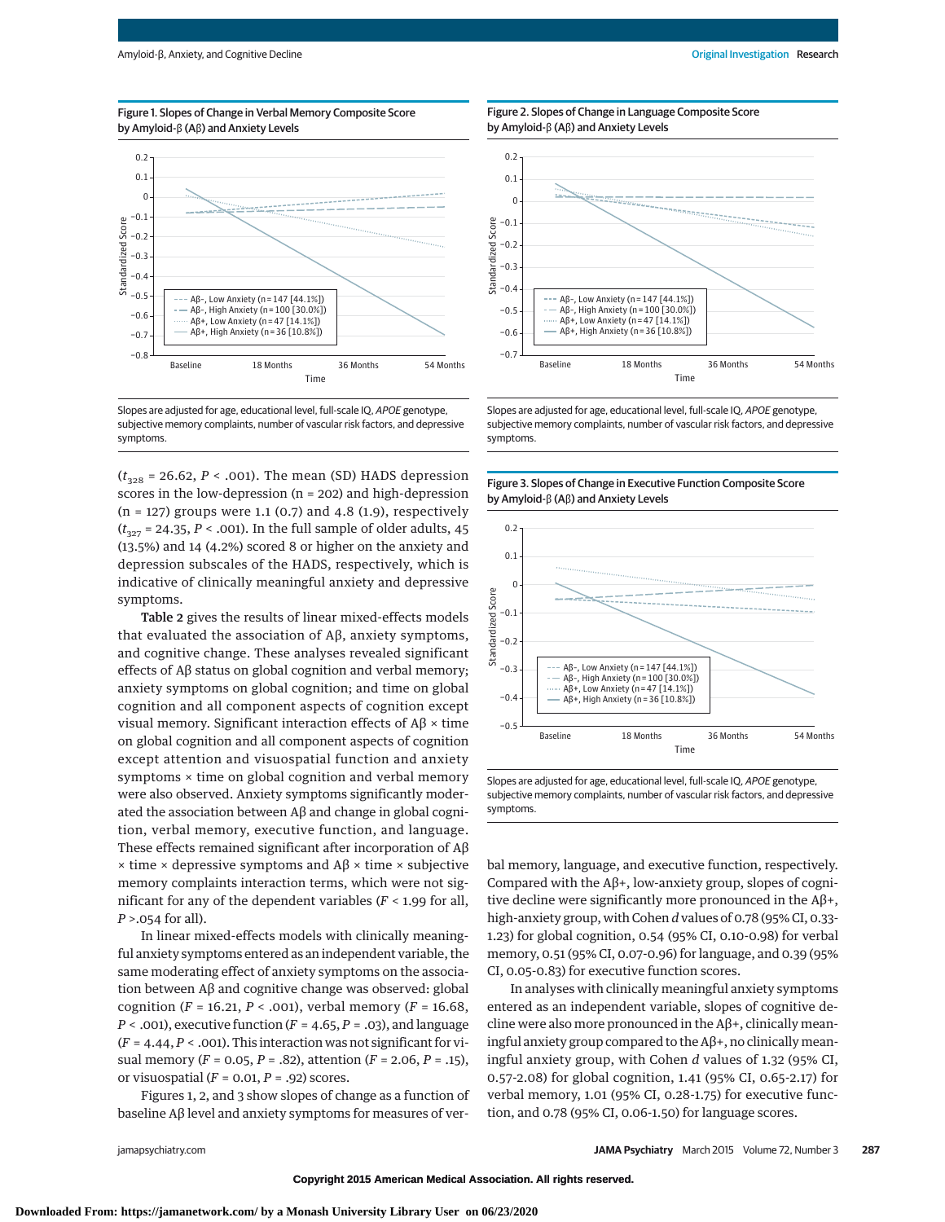Figure 1. Slopes of Change in Verbal Memory Composite Score by Amyloid-β (Aβ) and Anxiety Levels

Slopes are adjusted for age, educational level, full-scale IQ, *APOE* genotype, subjective memory complaints, number of vascular risk factors, and depressive symptoms.

Figure 2. Slopes of Change in Language Composite Score by Amyloid-β (Aβ) and Anxiety Levels

Slopes are adjusted for age, educational level, full-scale IQ, *APOE* genotype, subjective memory complaints, number of vascular risk factors, and depressive symptoms.

Figure 3. Slopes of Change in Executive Function Composite Score by Amyloid-β (Aβ) and Anxiety Levels

Slopes are adjusted for age, educational level, full-scale IQ, *APOE* genotype, subjective memory complaints, number of vascular risk factors, and depressive symptoms.

($t_{328}$ = 26.62, $P$ < .001). The mean (SD) HADS depression scores in the low-depression (n = 202) and high-depression (n = 127) groups were 1.1 (0.7) and 4.8 (1.9), respectively ($t_{327}$ = 24.35, $P$ < .001). In the full sample of older adults, 45 (13.5%) and 14 (4.2%) scored 8 or higher on the anxiety and depression subscales of the HADS, respectively, which is indicative of clinically meaningful anxiety and depressive symptoms.

Table 2 gives the results of linear mixed-effects models that evaluated the association of Aβ, anxiety symptoms, and cognitive change. These analyses revealed significant effects of Aβ status on global cognition and verbal memory; anxiety symptoms on global cognition; and time on global cognition and all component aspects of cognition except visual memory. Significant interaction effects of Aβ × time on global cognition and all component aspects of cognition except attention and visuospatial function and anxiety symptoms × time on global cognition and verbal memory were also observed. Anxiety symptoms significantly moderated the association between Aβ and change in global cognition, verbal memory, executive function, and language. These effects remained significant after incorporation of Aβ × time × depressive symptoms and Aβ × time × subjective memory complaints interaction terms, which were not significant for any of the dependent variables ($F$ < 1.99 for all, $P$ >.054 for all).

In linear mixed-effects models with clinically meaningful anxiety symptoms entered as an independent variable, the same moderating effect of anxiety symptoms on the association between Aβ and cognitive change was observed: global cognition ($F$ = 16.21, $P$ < .001), verbal memory ($F$ = 16.68, $P$ < .001), executive function ($F$ = 4.65, $P$ = .03), and language ($F$ = 4.44, $P$ < .001). This interaction was not significant for visual memory ($F$ = 0.05, $P$ = .82), attention ($F$ = 2.06, $P$ = .15), or visuospatial ($F$ = 0.01, $P$ = .92) scores.

Figures 1, 2, and 3 show slopes of change as a function of baseline Aβ level and anxiety symptoms for measures of verbal memory, language, and executive function, respectively. Compared with the Aβ+, low-anxiety group, slopes of cognitive decline were significantly more pronounced in the Aβ+, high-anxiety group, with Cohen *d* values of 0.78 (95% CI, 0.33-1.23) for global cognition, 0.54 (95% CI, 0.10-0.98) for verbal memory, 0.51 (95% CI, 0.07-0.96) for language, and 0.39 (95% CI, 0.05-0.83) for executive function scores.

In analyses with clinically meaningful anxiety symptoms entered as an independent variable, slopes of cognitive decline were also more pronounced in the Aβ+, clinically meaningful anxiety group compared to the Aβ+, no clinically meaningful anxiety group, with Cohen *d* values of 1.32 (95% CI, 0.57-2.08) for global cognition, 1.41 (95% CI, 0.65-2.17) for verbal memory, 1.01 (95% CI, 0.28-1.75) for executive function, and 0.78 (95% CI, 0.06-1.50) for language scores.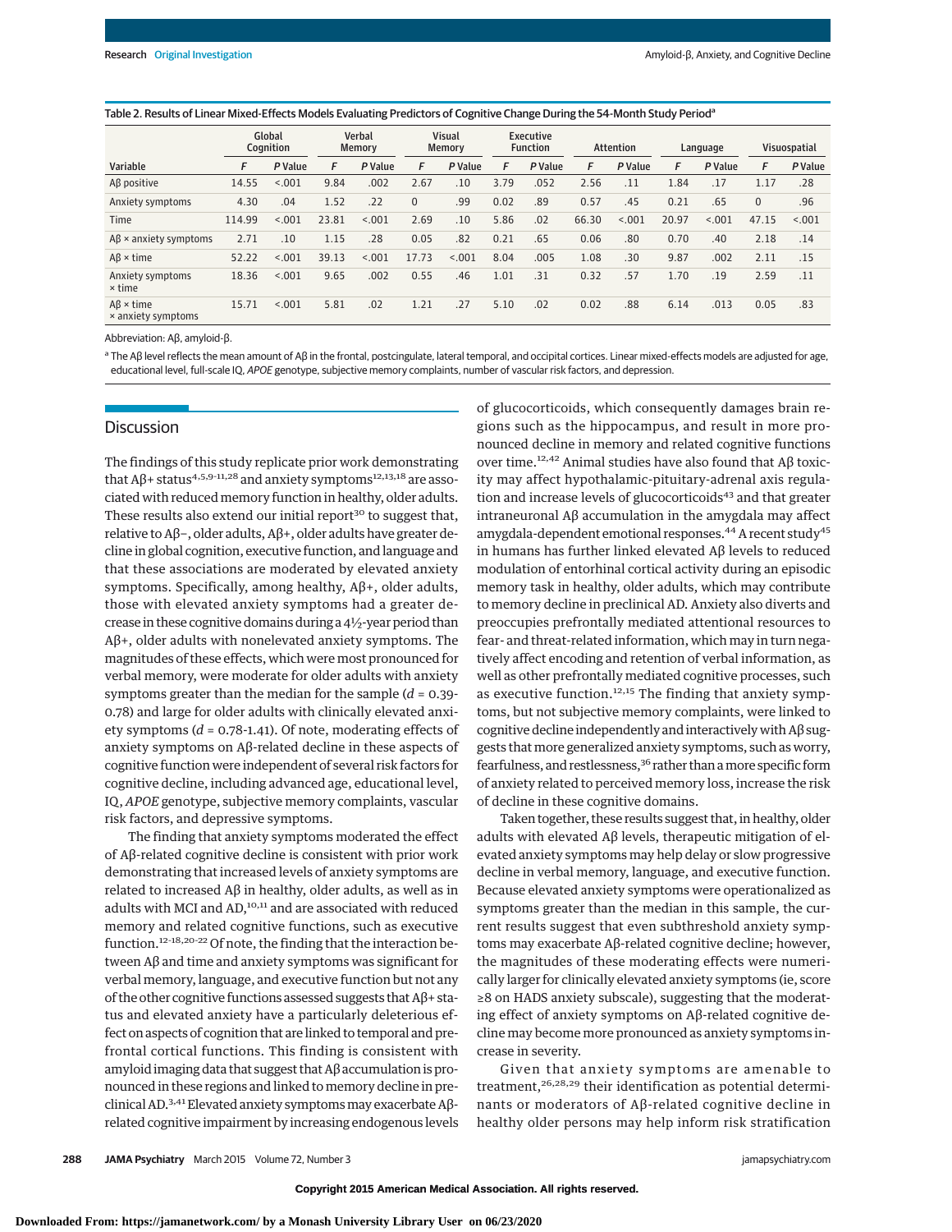Table 2. Results of Linear Mixed-Effects Models Evaluating Predictors of Cognitive Change During the 54-Month Study Period[a]

| Variable | Global Cognition | | Verbal Memory | | Visual Memory | | Executive Function | | Attention | | Language | | Visuospatial | |
|---|---|---|---|---|---|---|---|---|---|---|---|---|---|---|
| | *F* | *P* Value | *F* | *P* Value | *F* | *P* Value | *F* | *P* Value | *F* | *P* Value | *F* | *P* Value | *F* | *P* Value |
| Aβ positive | 14.55 | <.001 | 9.84 | .002 | 2.67 | .10 | 3.79 | .052 | 2.56 | .11 | 1.84 | .17 | 1.17 | .28 |
| Anxiety symptoms | 4.30 | .04 | 1.52 | .22 | 0 | .99 | 0.02 | .89 | 0.57 | .45 | 0.21 | .65 | 0 | .96 |
| Time | 114.99 | <.001 | 23.81 | <.001 | 2.69 | .10 | 5.86 | .02 | 66.30 | <.001 | 20.97 | <.001 | 47.15 | <.001 |
| Aβ × anxiety symptoms | 2.71 | .10 | 1.15 | .28 | 0.05 | .82 | 0.21 | .65 | 0.06 | .80 | 0.70 | .40 | 2.18 | .14 |
| Aβ × time | 52.22 | <.001 | 39.13 | <.001 | 17.73 | <.001 | 8.04 | .005 | 1.08 | .30 | 9.87 | .002 | 2.11 | .15 |
| Anxiety symptoms × time | 18.36 | <.001 | 9.65 | .002 | 0.55 | .46 | 1.01 | .31 | 0.32 | .57 | 1.70 | .19 | 2.59 | .11 |
| Aβ × time × anxiety symptoms | 15.71 | <.001 | 5.81 | .02 | 1.21 | .27 | 5.10 | .02 | 0.02 | .88 | 6.14 | .013 | 0.05 | .83 |

Abbreviation: Aβ, amyloid-β.

[a] The Aβ level reflects the mean amount of Aβ in the frontal, postcingulate, lateral temporal, and occipital cortices. Linear mixed-effects models are adjusted for age, educational level, full-scale IQ, *APOE* genotype, subjective memory complaints, number of vascular risk factors, and depression.

## Discussion

The findings of this study replicate prior work demonstrating that Aβ+ status[4,5,9-11,28] and anxiety symptoms[12,13,18] are associated with reduced memory function in healthy, older adults. These results also extend our initial report[30] to suggest that, relative to Aβ−, older adults, Aβ+, older adults have greater decline in global cognition, executive function, and language and that these associations are moderated by elevated anxiety symptoms. Specifically, among healthy, Aβ+, older adults, those with elevated anxiety symptoms had a greater decrease in these cognitive domains during a 4½-year period than Aβ+, older adults with nonelevated anxiety symptoms. The magnitudes of these effects, which were most pronounced for verbal memory, were moderate for older adults with anxiety symptoms greater than the median for the sample ($d$ = 0.39-0.78) and large for older adults with clinically elevated anxiety symptoms ($d$ = 0.78-1.41). Of note, moderating effects of anxiety symptoms on Aβ-related decline in these aspects of cognitive function were independent of several risk factors for cognitive decline, including advanced age, educational level, IQ, *APOE* genotype, subjective memory complaints, vascular risk factors, and depressive symptoms.

The finding that anxiety symptoms moderated the effect of Aβ-related cognitive decline is consistent with prior work demonstrating that increased levels of anxiety symptoms are related to increased Aβ in healthy, older adults, as well as in adults with MCI and AD,[10,11] and are associated with reduced memory and related cognitive functions, such as executive function.[12-18,20-22] Of note, the finding that the interaction between Aβ and time and anxiety symptoms was significant for verbal memory, language, and executive function but not any of the other cognitive functions assessed suggests that Aβ+ status and elevated anxiety have a particularly deleterious effect on aspects of cognition that are linked to temporal and prefrontal cortical functions. This finding is consistent with amyloid imaging data that suggest that Aβ accumulation is pronounced in these regions and linked to memory decline in preclinical AD.[3,41] Elevated anxiety symptoms may exacerbate Aβ-related cognitive impairment by increasing endogenous levels of glucocorticoids, which consequently damages brain regions such as the hippocampus, and result in more pronounced decline in memory and related cognitive functions over time.[12,42] Animal studies have also found that Aβ toxicity may affect hypothalamic-pituitary-adrenal axis regulation and increase levels of glucocorticoids[43] and that greater intraneuronal Aβ accumulation in the amygdala may affect amygdala-dependent emotional responses.[44] A recent study[45] in humans has further linked elevated Aβ levels to reduced modulation of entorhinal cortical activity during an episodic memory task in healthy, older adults, which may contribute to memory decline in preclinical AD. Anxiety also diverts and preoccupies prefrontally mediated attentional resources to fear- and threat-related information, which may in turn negatively affect encoding and retention of verbal information, as well as other prefrontally mediated cognitive processes, such as executive function.[12,15] The finding that anxiety symptoms, but not subjective memory complaints, were linked to cognitive decline independently and interactively with Aβ suggests that more generalized anxiety symptoms, such as worry, fearfulness, and restlessness,[36] rather than a more specific form of anxiety related to perceived memory loss, increase the risk of decline in these cognitive domains.

Taken together, these results suggest that, in healthy, older adults with elevated Aβ levels, therapeutic mitigation of elevated anxiety symptoms may help delay or slow progressive decline in verbal memory, language, and executive function. Because elevated anxiety symptoms were operationalized as symptoms greater than the median in this sample, the current results suggest that even subthreshold anxiety symptoms may exacerbate Aβ-related cognitive decline; however, the magnitudes of these moderating effects were numerically larger for clinically elevated anxiety symptoms (ie, score ≥8 on HADS anxiety subscale), suggesting that the moderating effect of anxiety symptoms on Aβ-related cognitive decline may become more pronounced as anxiety symptoms increase in severity.

Given that anxiety symptoms are amenable to treatment,[26,28,29] their identification as potential determinants or moderators of Aβ-related cognitive decline in healthy older persons may help inform risk stratification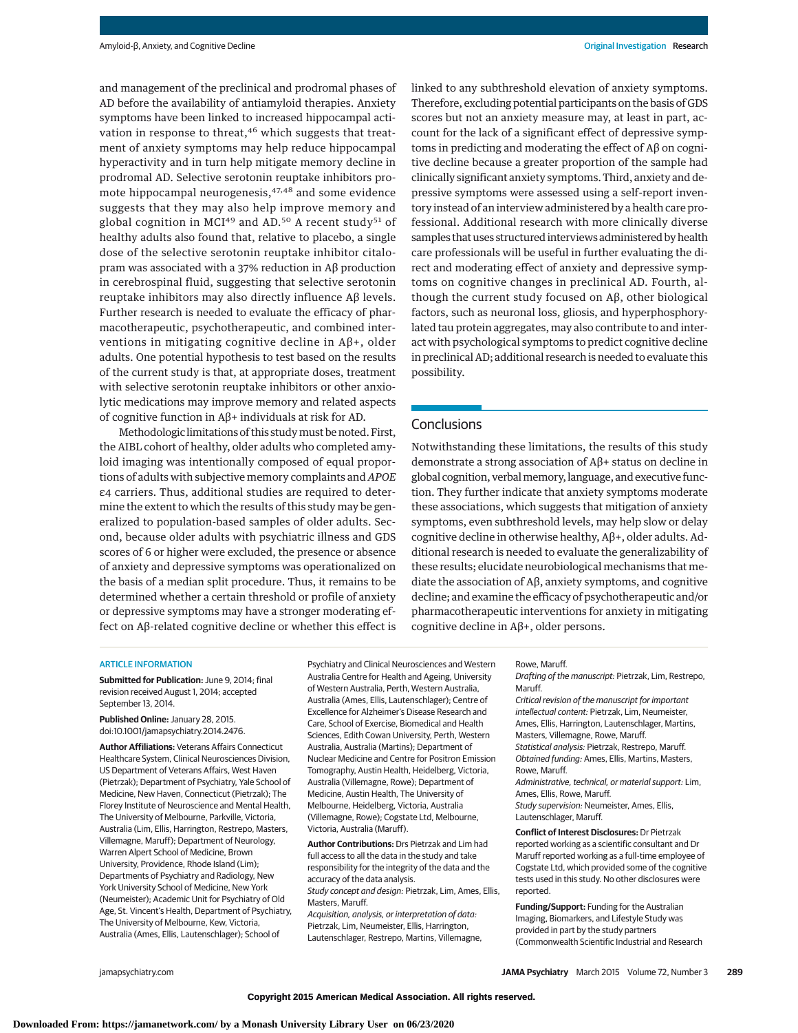and management of the preclinical and prodromal phases of AD before the availability of antiamyloid therapies. Anxiety symptoms have been linked to increased hippocampal activation in response to threat,[46] which suggests that treatment of anxiety symptoms may help reduce hippocampal hyperactivity and in turn help mitigate memory decline in prodromal AD. Selective serotonin reuptake inhibitors promote hippocampal neurogenesis,[47,48] and some evidence suggests that they may also help improve memory and global cognition in MCI[49] and AD.[50] A recent study[51] of healthy adults also found that, relative to placebo, a single dose of the selective serotonin reuptake inhibitor citalopram was associated with a 37% reduction in Aβ production in cerebrospinal fluid, suggesting that selective serotonin reuptake inhibitors may also directly influence Aβ levels. Further research is needed to evaluate the efficacy of pharmacotherapeutic, psychotherapeutic, and combined interventions in mitigating cognitive decline in Aβ+, older adults. One potential hypothesis to test based on the results of the current study is that, at appropriate doses, treatment with selective serotonin reuptake inhibitors or other anxiolytic medications may improve memory and related aspects of cognitive function in Aβ+ individuals at risk for AD.

Methodologic limitations of this study must be noted. First, the AIBL cohort of healthy, older adults who completed amyloid imaging was intentionally composed of equal proportions of adults with subjective memory complaints and *APOE* ε4 carriers. Thus, additional studies are required to determine the extent to which the results of this study may be generalized to population-based samples of older adults. Second, because older adults with psychiatric illness and GDS scores of 6 or higher were excluded, the presence or absence of anxiety and depressive symptoms was operationalized on the basis of a median split procedure. Thus, it remains to be determined whether a certain threshold or profile of anxiety or depressive symptoms may have a stronger moderating effect on Aβ-related cognitive decline or whether this effect is linked to any subthreshold elevation of anxiety symptoms. Therefore, excluding potential participants on the basis of GDS scores but not an anxiety measure may, at least in part, account for the lack of a significant effect of depressive symptoms in predicting and moderating the effect of Aβ on cognitive decline because a greater proportion of the sample had clinically significant anxiety symptoms. Third, anxiety and depressive symptoms were assessed using a self-report inventory instead of an interview administered by a health care professional. Additional research with more clinically diverse samples that uses structured interviews administered by health care professionals will be useful in further evaluating the direct and moderating effect of anxiety and depressive symptoms on cognitive changes in preclinical AD. Fourth, although the current study focused on Aβ, other biological factors, such as neuronal loss, gliosis, and hyperphosphorylated tau protein aggregates, may also contribute to and interact with psychological symptoms to predict cognitive decline in preclinical AD; additional research is needed to evaluate this possibility.

## Conclusions

Notwithstanding these limitations, the results of this study demonstrate a strong association of Aβ+ status on decline in global cognition, verbal memory, language, and executive function. They further indicate that anxiety symptoms moderate these associations, which suggests that mitigation of anxiety symptoms, even subthreshold levels, may help slow or delay cognitive decline in otherwise healthy, Aβ+, older adults. Additional research is needed to evaluate the generalizability of these results; elucidate neurobiological mechanisms that mediate the association of Aβ, anxiety symptoms, and cognitive decline; and examine the efficacy of psychotherapeutic and/or pharmacotherapeutic interventions for anxiety in mitigating cognitive decline in Aβ+, older persons.

ARTICLE INFORMATION

**Submitted for Publication:** June 9, 2014; final revision received August 1, 2014; accepted September 13, 2014.

**Published Online:** January 28, 2015. doi:10.1001/jamapsychiatry.2014.2476.

**Author Affiliations:** Veterans Affairs Connecticut Healthcare System, Clinical Neurosciences Division, US Department of Veterans Affairs, West Haven (Pietrzak); Department of Psychiatry, Yale School of Medicine, New Haven, Connecticut (Pietrzak); The Florey Institute of Neuroscience and Mental Health, The University of Melbourne, Parkville, Victoria, Australia (Lim, Ellis, Harrington, Restrepo, Masters, Villemagne, Maruff); Department of Neurology, Warren Alpert School of Medicine, Brown University, Providence, Rhode Island (Lim); Departments of Psychiatry and Radiology, New York University School of Medicine, New York (Neumeister); Academic Unit for Psychiatry of Old Age, St. Vincent's Health, Department of Psychiatry, The University of Melbourne, Kew, Victoria, Australia (Ames, Ellis, Lautenschlager); School of Psychiatry and Clinical Neurosciences and Western Australia Centre for Health and Ageing, University of Western Australia, Perth, Western Australia, Australia (Ames, Ellis, Lautenschlager); Centre of Excellence for Alzheimer's Disease Research and Care, School of Exercise, Biomedical and Health Sciences, Edith Cowan University, Perth, Western Australia, Australia (Martins); Department of Nuclear Medicine and Centre for Positron Emission Tomography, Austin Health, Heidelberg, Victoria, Australia (Villemagne, Rowe); Department of Medicine, Austin Health, The University of Melbourne, Heidelberg, Victoria, Australia (Villemagne, Rowe); Cogstate Ltd, Melbourne, Victoria, Australia (Maruff).

**Author Contributions:** Drs Pietrzak and Lim had full access to all the data in the study and take responsibility for the integrity of the data and the accuracy of the data analysis.
*Study concept and design:* Pietrzak, Lim, Ames, Ellis, Masters, Maruff.
*Acquisition, analysis, or interpretation of data:* Pietrzak, Lim, Neumeister, Ellis, Harrington, Lautenschlager, Restrepo, Martins, Villemagne, Rowe, Maruff.
*Drafting of the manuscript:* Pietrzak, Lim, Restrepo, Maruff.
*Critical revision of the manuscript for important intellectual content:* Pietrzak, Lim, Neumeister, Ames, Ellis, Harrington, Lautenschlager, Martins, Masters, Villemagne, Rowe, Maruff.
*Statistical analysis:* Pietrzak, Restrepo, Maruff.
*Obtained funding:* Ames, Ellis, Martins, Masters, Rowe, Maruff.
*Administrative, technical, or material support:* Lim, Ames, Ellis, Rowe, Maruff.
*Study supervision:* Neumeister, Ames, Ellis, Lautenschlager, Maruff.

**Conflict of Interest Disclosures:** Dr Pietrzak reported working as a scientific consultant and Dr Maruff reported working as a full-time employee of Cogstate Ltd, which provided some of the cognitive tests used in this study. No other disclosures were reported.

**Funding/Support:** Funding for the Australian Imaging, Biomarkers, and Lifestyle Study was provided in part by the study partners (Commonwealth Scientific Industrial and Research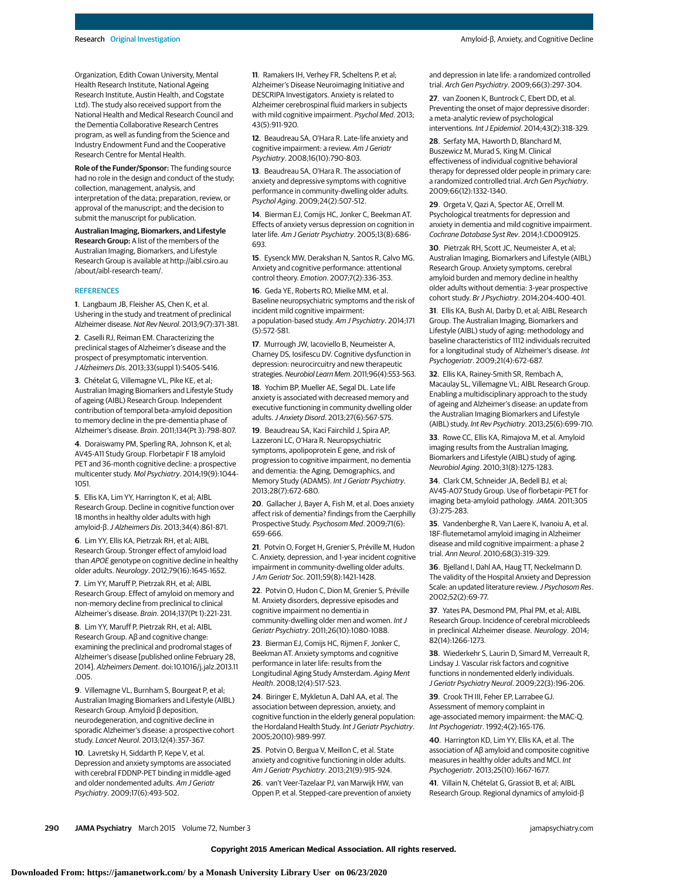Organization, Edith Cowan University, Mental Health Research Institute, National Ageing Research Institute, Austin Health, and Cogstate Ltd). The study also received support from the National Health and Medical Research Council and the Dementia Collaborative Research Centres program, as well as funding from the Science and Industry Endowment Fund and the Cooperative Research Centre for Mental Health.

**Role of the Funder/Sponsor:** The funding source had no role in the design and conduct of the study; collection, management, analysis, and interpretation of the data; preparation, review, or approval of the manuscript; and the decision to submit the manuscript for publication.

**Australian Imaging, Biomarkers, and Lifestyle Research Group:** A list of the members of the Australian Imaging, Biomarkers, and Lifestyle Research Group is available at http://aibl.csiro.au/about/aibl-research-team/.

## REFERENCES

1. Langbaum JB, Fleisher AS, Chen K, et al. Ushering in the study and treatment of preclinical Alzheimer disease. *Nat Rev Neurol*. 2013;9(7):371-381.

2. Caselli RJ, Reiman EM. Characterizing the preclinical stages of Alzheimer's disease and the prospect of presymptomatic intervention. *J Alzheimers Dis*. 2013;33(suppl 1):S405-S416.

3. Chételat G, Villemagne VL, Pike KE, et al; Australian Imaging Biomarkers and Lifestyle Study of ageing (AIBL) Research Group. Independent contribution of temporal beta-amyloid deposition to memory decline in the pre-dementia phase of Alzheimer's disease. *Brain*. 2011;134(Pt 3):798-807.

4. Doraiswamy PM, Sperling RA, Johnson K, et al; AV45-A11 Study Group. Florbetapir F 18 amyloid PET and 36-month cognitive decline: a prospective multicenter study. *Mol Psychiatry*. 2014;19(9):1044-1051.

5. Ellis KA, Lim YY, Harrington K, et al; AIBL Research Group. Decline in cognitive function over 18 months in healthy older adults with high amyloid-β. *J Alzheimers Dis*. 2013;34(4):861-871.

6. Lim YY, Ellis KA, Pietrzak RH, et al; AIBL Research Group. Stronger effect of amyloid load than *APOE* genotype on cognitive decline in healthy older adults. *Neurology*. 2012;79(16):1645-1652.

7. Lim YY, Maruff P, Pietrzak RH, et al; AIBL Research Group. Effect of amyloid on memory and non-memory decline from preclinical to clinical Alzheimer's disease. *Brain*. 2014;137(Pt 1):221-231.

8. Lim YY, Maruff P, Pietrzak RH, et al; AIBL Research Group. Aβ and cognitive change: examining the preclinical and prodromal stages of Alzheimer's disease [published online February 28, 2014]. *Alzheimers Dement*. doi:10.1016/j.jalz.2013.11.005.

9. Villemagne VL, Burnham S, Bourgeat P, et al; Australian Imaging Biomarkers and Lifestyle (AIBL) Research Group. Amyloid β deposition, neurodegeneration, and cognitive decline in sporadic Alzheimer's disease: a prospective cohort study. *Lancet Neurol*. 2013;12(4):357-367.

10. Lavretsky H, Siddarth P, Kepe V, et al. Depression and anxiety symptoms are associated with cerebral FDDNP-PET binding in middle-aged and older nondemented adults. *Am J Geriatr Psychiatry*. 2009;17(6):493-502.

11. Ramakers IH, Verhey FR, Scheltens P, et al; Alzheimer's Disease Neuroimaging Initiative and DESCRIPA Investigators. Anxiety is related to Alzheimer cerebrospinal fluid markers in subjects with mild cognitive impairment. *Psychol Med*. 2013;43(5):911-920.

12. Beaudreau SA, O'Hara R. Late-life anxiety and cognitive impairment: a review. *Am J Geriatr Psychiatry*. 2008;16(10):790-803.

13. Beaudreau SA, O'Hara R. The association of anxiety and depressive symptoms with cognitive performance in community-dwelling older adults. *Psychol Aging*. 2009;24(2):507-512.

14. Bierman EJ, Comijs HC, Jonker C, Beekman AT. Effects of anxiety versus depression on cognition in later life. *Am J Geriatr Psychiatry*. 2005;13(8):686-693.

15. Eysenck MW, Derakshan N, Santos R, Calvo MG. Anxiety and cognitive performance: attentional control theory. *Emotion*. 2007;7(2):336-353.

16. Geda YE, Roberts RO, Mielke MM, et al. Baseline neuropsychiatric symptoms and the risk of incident mild cognitive impairment: a population-based study. *Am J Psychiatry*. 2014;171(5):572-581.

17. Murrough JW, Iacoviello B, Neumeister A, Charney DS, Iosifescu DV. Cognitive dysfunction in depression: neurocircuitry and new therapeutic strategies. *Neurobiol Learn Mem*. 2011;96(4):553-563.

18. Yochim BP, Mueller AE, Segal DL. Late life anxiety is associated with decreased memory and executive functioning in community dwelling older adults. *J Anxiety Disord*. 2013;27(6):567-575.

19. Beaudreau SA, Kaci Fairchild J, Spira AP, Lazzeroni LC, O'Hara R. Neuropsychiatric symptoms, apolipoprotein E gene, and risk of progression to cognitive impairment, no dementia and dementia: the Aging, Demographics, and Memory Study (ADAMS). *Int J Geriatr Psychiatry*. 2013;28(7):672-680.

20. Gallacher J, Bayer A, Fish M, et al. Does anxiety affect risk of dementia? findings from the Caerphilly Prospective Study. *Psychosom Med*. 2009;71(6):659-666.

21. Potvin O, Forget H, Grenier S, Préville M, Hudon C. Anxiety, depression, and 1-year incident cognitive impairment in community-dwelling older adults. *J Am Geriatr Soc*. 2011;59(8):1421-1428.

22. Potvin O, Hudon C, Dion M, Grenier S, Préville M. Anxiety disorders, depressive episodes and cognitive impairment no dementia in community-dwelling older men and women. *Int J Geriatr Psychiatry*. 2011;26(10):1080-1088.

23. Bierman EJ, Comijs HC, Rijmen F, Jonker C, Beekman AT. Anxiety symptoms and cognitive performance in later life: results from the Longitudinal Aging Study Amsterdam. *Aging Ment Health*. 2008;12(4):517-523.

24. Biringer E, Mykletun A, Dahl AA, et al. The association between depression, anxiety, and cognitive function in the elderly general population: the Hordaland Health Study. *Int J Geriatr Psychiatry*. 2005;20(10):989-997.

25. Potvin O, Bergua V, Meillon C, et al. State anxiety and cognitive functioning in older adults. *Am J Geriatr Psychiatry*. 2013;21(9):915-924.

26. van't Veer-Tazelaar PJ, van Marwijk HW, van Oppen P, et al. Stepped-care prevention of anxiety and depression in late life: a randomized controlled trial. *Arch Gen Psychiatry*. 2009;66(3):297-304.

27. van Zoonen K, Buntrock C, Ebert DD, et al. Preventing the onset of major depressive disorder: a meta-analytic review of psychological interventions. *Int J Epidemiol*. 2014;43(2):318-329.

28. Serfaty MA, Haworth D, Blanchard M, Buszewicz M, Murad S, King M. Clinical effectiveness of individual cognitive behavioral therapy for depressed older people in primary care: a randomized controlled trial. *Arch Gen Psychiatry*. 2009;66(12):1332-1340.

29. Orgeta V, Qazi A, Spector AE, Orrell M. Psychological treatments for depression and anxiety in dementia and mild cognitive impairment. *Cochrane Database Syst Rev*. 2014;1:CD009125.

30. Pietrzak RH, Scott JC, Neumeister A, et al; Australian Imaging, Biomarkers and Lifestyle (AIBL) Research Group. Anxiety symptoms, cerebral amyloid burden and memory decline in healthy older adults without dementia: 3-year prospective cohort study. *Br J Psychiatry*. 2014;204:400-401.

31. Ellis KA, Bush AI, Darby D, et al; AIBL Research Group. The Australian Imaging, Biomarkers and Lifestyle (AIBL) study of aging: methodology and baseline characteristics of 1112 individuals recruited for a longitudinal study of Alzheimer's disease. *Int Psychogeriatr*. 2009;21(4):672-687.

32. Ellis KA, Rainey-Smith SR, Rembach A, Macaulay SL, Villemagne VL; AIBL Research Group. Enabling a multidisciplinary approach to the study of ageing and Alzheimer's disease: an update from the Australian Imaging Biomarkers and Lifestyle (AIBL) study. *Int Rev Psychiatry*. 2013;25(6):699-710.

33. Rowe CC, Ellis KA, Rimajova M, et al. Amyloid imaging results from the Australian Imaging, Biomarkers and Lifestyle (AIBL) study of aging. *Neurobiol Aging*. 2010;31(8):1275-1283.

34. Clark CM, Schneider JA, Bedell BJ, et al; AV45-A07 Study Group. Use of florbetapir-PET for imaging beta-amyloid pathology. *JAMA*. 2011;305(3):275-283.

35. Vandenberghe R, Van Laere K, Ivanoiu A, et al. 18F-flutemetamol amyloid imaging in Alzheimer disease and mild cognitive impairment: a phase 2 trial. *Ann Neurol*. 2010;68(3):319-329.

36. Bjelland I, Dahl AA, Haug TT, Neckelmann D. The validity of the Hospital Anxiety and Depression Scale: an updated literature review. *J Psychosom Res*. 2002;52(2):69-77.

37. Yates PA, Desmond PM, Phal PM, et al; AIBL Research Group. Incidence of cerebral microbleeds in preclinical Alzheimer disease. *Neurology*. 2014;82(14):1266-1273.

38. Wiederkehr S, Laurin D, Simard M, Verreault R, Lindsay J. Vascular risk factors and cognitive functions in nondemented elderly individuals. *J Geriatr Psychiatry Neurol*. 2009;22(3):196-206.

39. Crook TH III, Feher EP, Larrabee GJ. Assessment of memory complaint in age-associated memory impairment: the MAC-Q. *Int Psychogeriatr*. 1992;4(2):165-176.

40. Harrington KD, Lim YY, Ellis KA, et al. The association of Aβ amyloid and composite cognitive measures in healthy older adults and MCI. *Int Psychogeriatr*. 2013;25(10):1667-1677.

41. Villain N, Chételat G, Grassiot B, et al; AIBL Research Group. Regional dynamics of amyloid-β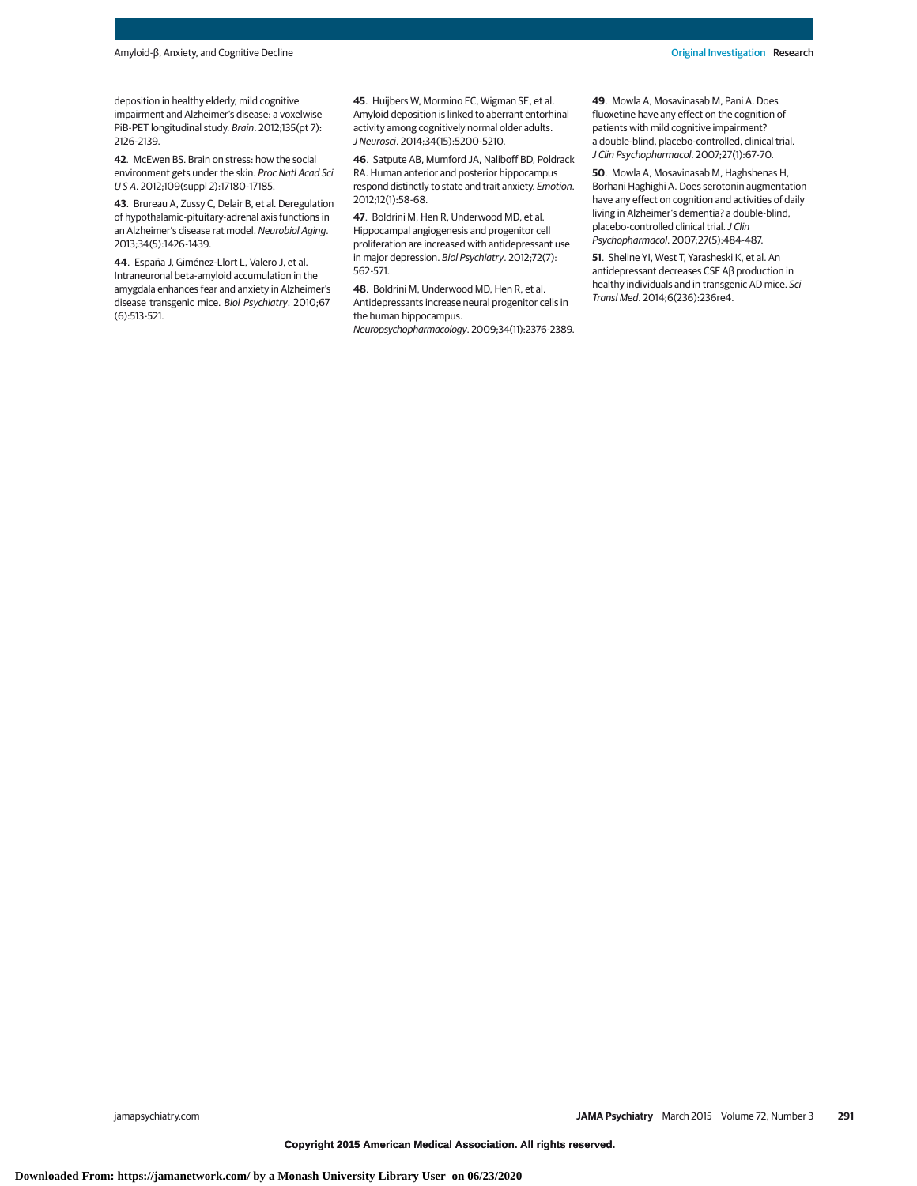deposition in healthy elderly, mild cognitive impairment and Alzheimer's disease: a voxelwise PiB-PET longitudinal study. *Brain*. 2012;135(pt 7):2126-2139.

**42**. McEwen BS. Brain on stress: how the social environment gets under the skin. *Proc Natl Acad Sci U S A*. 2012;109(suppl 2):17180-17185.

**43**. Brureau A, Zussy C, Delair B, et al. Deregulation of hypothalamic-pituitary-adrenal axis functions in an Alzheimer's disease rat model. *Neurobiol Aging*. 2013;34(5):1426-1439.

**44**. España J, Giménez-Llort L, Valero J, et al. Intraneuronal beta-amyloid accumulation in the amygdala enhances fear and anxiety in Alzheimer's disease transgenic mice. *Biol Psychiatry*. 2010;67(6):513-521.

**45**. Huijbers W, Mormino EC, Wigman SE, et al. Amyloid deposition is linked to aberrant entorhinal activity among cognitively normal older adults. *J Neurosci*. 2014;34(15):5200-5210.

**46**. Satpute AB, Mumford JA, Naliboff BD, Poldrack RA. Human anterior and posterior hippocampus respond distinctly to state and trait anxiety. *Emotion*. 2012;12(1):58-68.

**47**. Boldrini M, Hen R, Underwood MD, et al. Hippocampal angiogenesis and progenitor cell proliferation are increased with antidepressant use in major depression. *Biol Psychiatry*. 2012;72(7):562-571.

**48**. Boldrini M, Underwood MD, Hen R, et al. Antidepressants increase neural progenitor cells in the human hippocampus. *Neuropsychopharmacology*. 2009;34(11):2376-2389.

**49**. Mowla A, Mosavinasab M, Pani A. Does fluoxetine have any effect on the cognition of patients with mild cognitive impairment? a double-blind, placebo-controlled, clinical trial. *J Clin Psychopharmacol*. 2007;27(1):67-70.

**50**. Mowla A, Mosavinasab M, Haghshenas H, Borhani Haghighi A. Does serotonin augmentation have any effect on cognition and activities of daily living in Alzheimer's dementia? a double-blind, placebo-controlled clinical trial. *J Clin Psychopharmacol*. 2007;27(5):484-487.

**51**. Sheline YI, West T, Yarasheski K, et al. An antidepressant decreases CSF Aβ production in healthy individuals and in transgenic AD mice. *Sci Transl Med*. 2014;6(236):236re4.